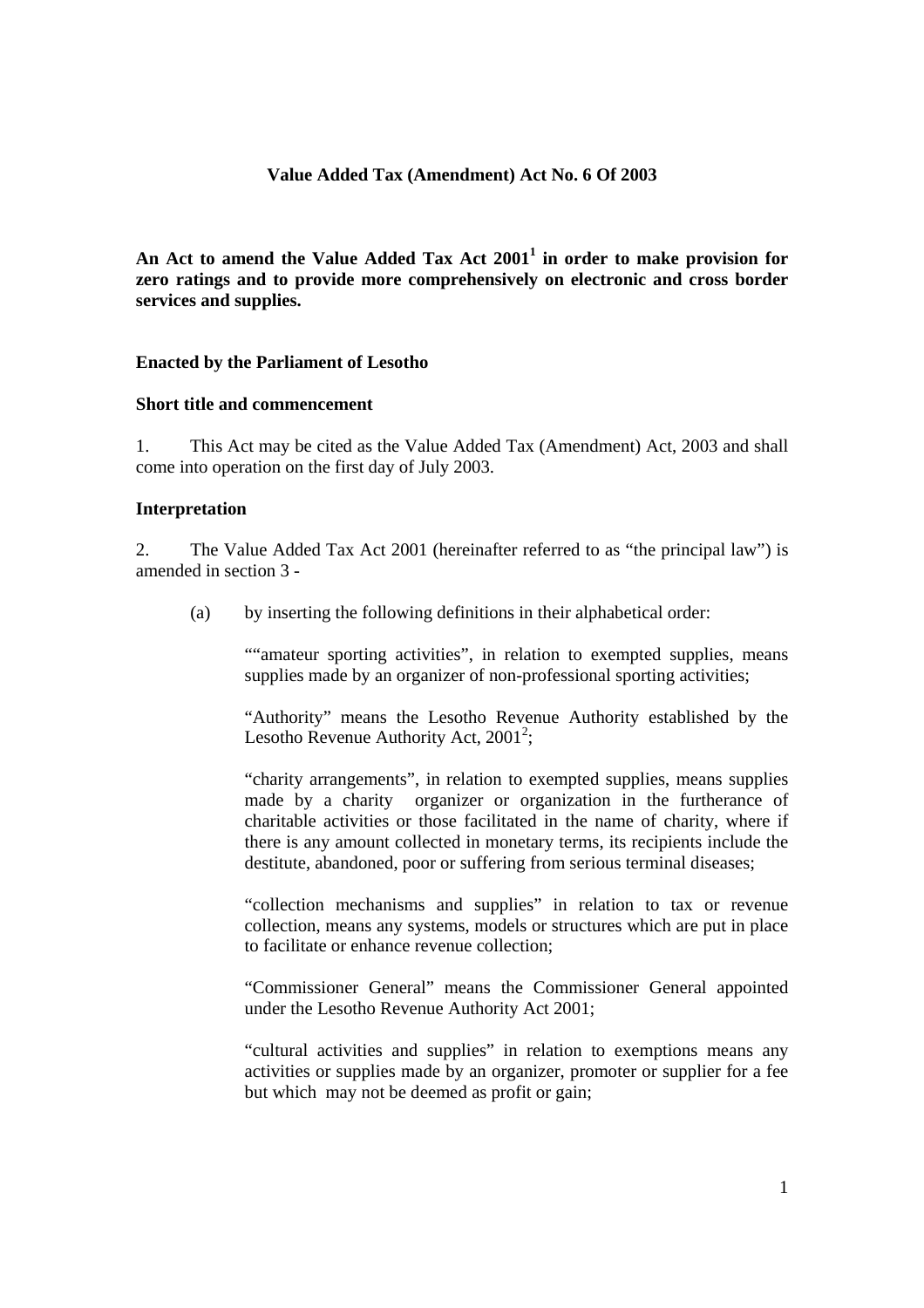**Value Added Tax (Amendment) Act No. 6 Of 2003**

**An Act to amend the Value Added Tax Act 2001[1] in order to make provision for zero ratings and to provide more comprehensively on electronic and cross border services and supplies.**

**Enacted by the Parliament of Lesotho**

**Short title and commencement**

1. This Act may be cited as the Value Added Tax (Amendment) Act, 2003 and shall come into operation on the first day of July 2003.

**Interpretation**

2. The Value Added Tax Act 2001 (hereinafter referred to as "the principal law") is amended in section 3 -

(a) by inserting the following definitions in their alphabetical order:

""amateur sporting activities", in relation to exempted supplies, means supplies made by an organizer of non-professional sporting activities;

"Authority" means the Lesotho Revenue Authority established by the Lesotho Revenue Authority Act, 2001[2];

"charity arrangements", in relation to exempted supplies, means supplies made by a charity organizer or organization in the furtherance of charitable activities or those facilitated in the name of charity, where if there is any amount collected in monetary terms, its recipients include the destitute, abandoned, poor or suffering from serious terminal diseases;

"collection mechanisms and supplies" in relation to tax or revenue collection, means any systems, models or structures which are put in place to facilitate or enhance revenue collection;

"Commissioner General" means the Commissioner General appointed under the Lesotho Revenue Authority Act 2001;

"cultural activities and supplies" in relation to exemptions means any activities or supplies made by an organizer, promoter or supplier for a fee but which may not be deemed as profit or gain;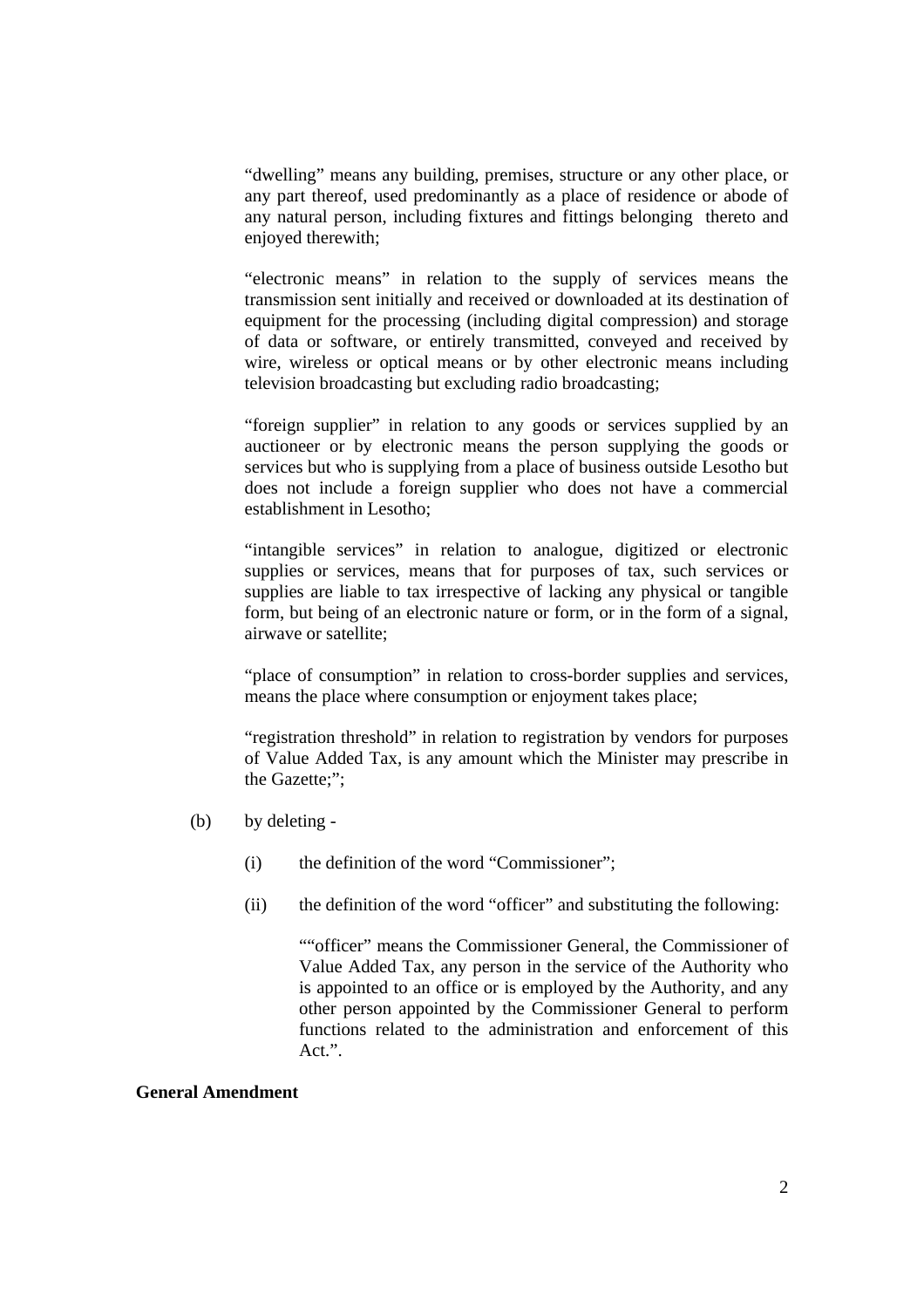"dwelling" means any building, premises, structure or any other place, or any part thereof, used predominantly as a place of residence or abode of any natural person, including fixtures and fittings belonging thereto and enjoyed therewith;

"electronic means" in relation to the supply of services means the transmission sent initially and received or downloaded at its destination of equipment for the processing (including digital compression) and storage of data or software, or entirely transmitted, conveyed and received by wire, wireless or optical means or by other electronic means including television broadcasting but excluding radio broadcasting;

"foreign supplier" in relation to any goods or services supplied by an auctioneer or by electronic means the person supplying the goods or services but who is supplying from a place of business outside Lesotho but does not include a foreign supplier who does not have a commercial establishment in Lesotho;

"intangible services" in relation to analogue, digitized or electronic supplies or services, means that for purposes of tax, such services or supplies are liable to tax irrespective of lacking any physical or tangible form, but being of an electronic nature or form, or in the form of a signal, airwave or satellite;

"place of consumption" in relation to cross-border supplies and services, means the place where consumption or enjoyment takes place;

"registration threshold" in relation to registration by vendors for purposes of Value Added Tax, is any amount which the Minister may prescribe in the Gazette;";

(b) by deleting -

(i) the definition of the word "Commissioner";

(ii) the definition of the word "officer" and substituting the following:

""officer" means the Commissioner General, the Commissioner of Value Added Tax, any person in the service of the Authority who is appointed to an office or is employed by the Authority, and any other person appointed by the Commissioner General to perform functions related to the administration and enforcement of this Act.".

**General Amendment**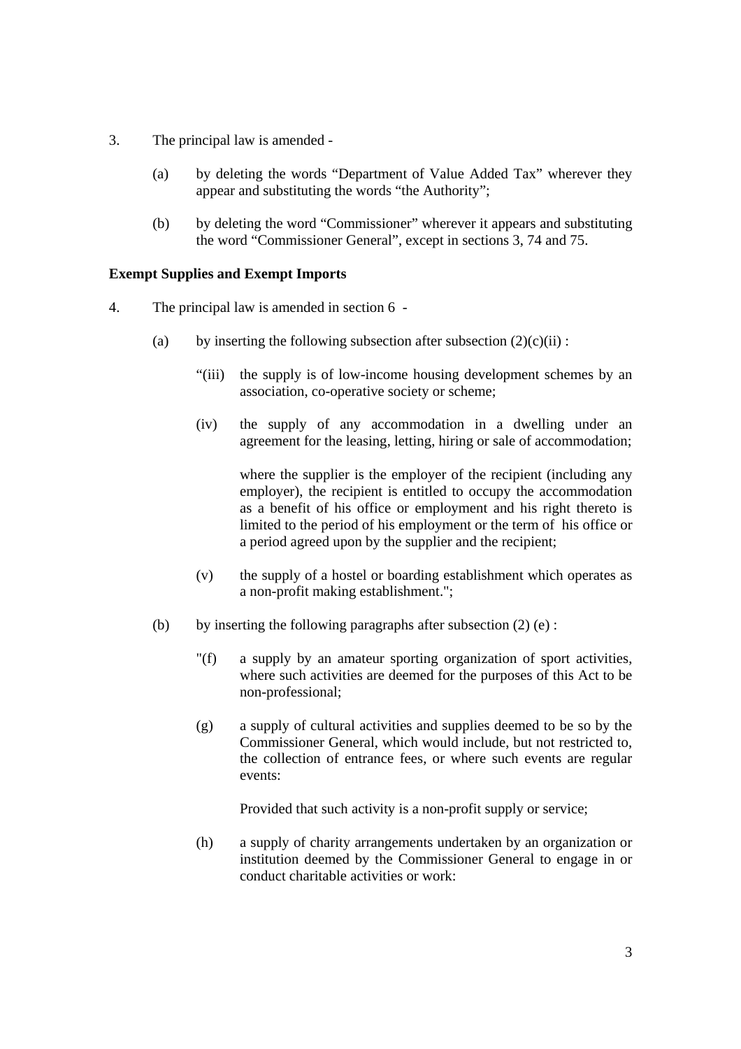3. The principal law is amended -

   (a) by deleting the words "Department of Value Added Tax" wherever they appear and substituting the words "the Authority";

   (b) by deleting the word "Commissioner" wherever it appears and substituting the word "Commissioner General", except in sections 3, 74 and 75.

**Exempt Supplies and Exempt Imports**

4. The principal law is amended in section 6 -

   (a) by inserting the following subsection after subsection (2)(c)(ii) :

      "(iii) the supply is of low-income housing development schemes by an association, co-operative society or scheme;

      (iv) the supply of any accommodation in a dwelling under an agreement for the leasing, letting, hiring or sale of accommodation;

      where the supplier is the employer of the recipient (including any employer), the recipient is entitled to occupy the accommodation as a benefit of his office or employment and his right thereto is limited to the period of his employment or the term of his office or a period agreed upon by the supplier and the recipient;

      (v) the supply of a hostel or boarding establishment which operates as a non-profit making establishment.";

   (b) by inserting the following paragraphs after subsection (2) (e) :

      "(f) a supply by an amateur sporting organization of sport activities, where such activities are deemed for the purposes of this Act to be non-professional;

      (g) a supply of cultural activities and supplies deemed to be so by the Commissioner General, which would include, but not restricted to, the collection of entrance fees, or where such events are regular events:

      Provided that such activity is a non-profit supply or service;

      (h) a supply of charity arrangements undertaken by an organization or institution deemed by the Commissioner General to engage in or conduct charitable activities or work: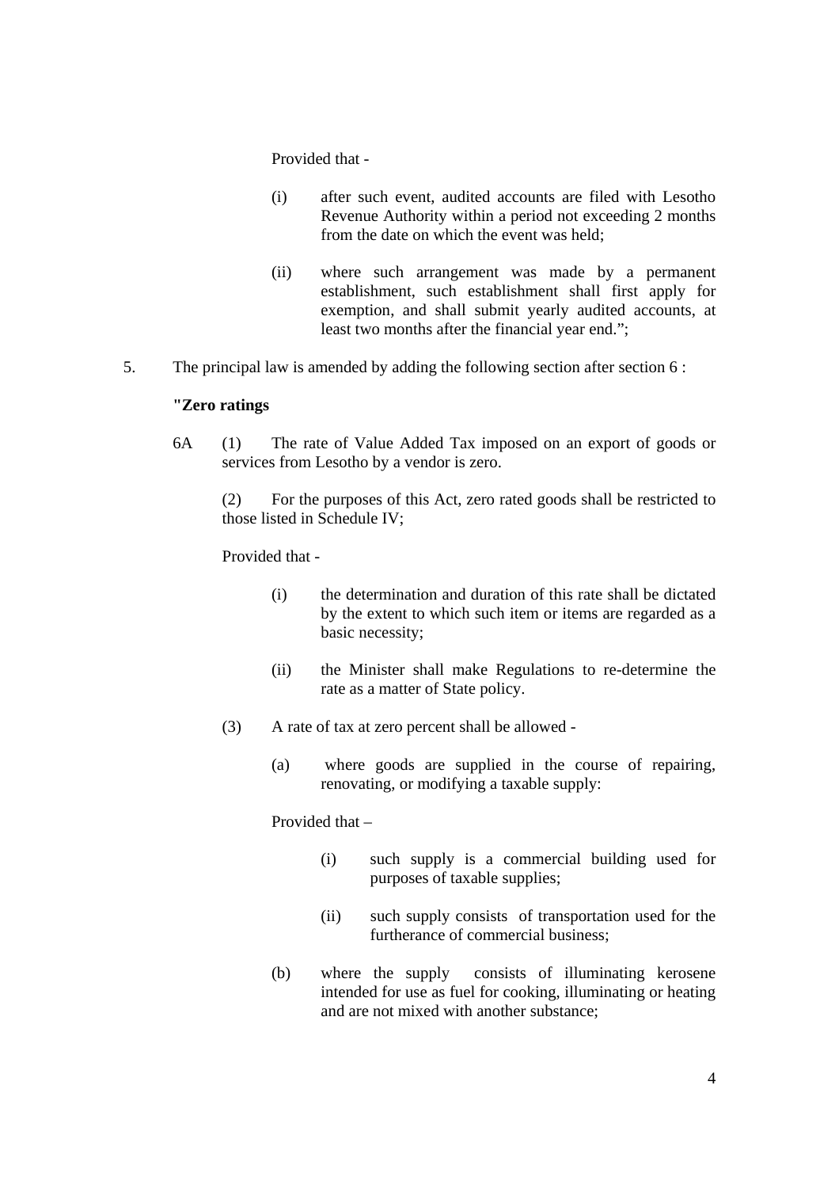Provided that -

(i) after such event, audited accounts are filed with Lesotho Revenue Authority within a period not exceeding 2 months from the date on which the event was held;

(ii) where such arrangement was made by a permanent establishment, such establishment shall first apply for exemption, and shall submit yearly audited accounts, at least two months after the financial year end.";

5. The principal law is amended by adding the following section after section 6 :

**"Zero ratings**

6A (1) The rate of Value Added Tax imposed on an export of goods or services from Lesotho by a vendor is zero.

(2) For the purposes of this Act, zero rated goods shall be restricted to those listed in Schedule IV;

Provided that -

(i) the determination and duration of this rate shall be dictated by the extent to which such item or items are regarded as a basic necessity;

(ii) the Minister shall make Regulations to re-determine the rate as a matter of State policy.

(3) A rate of tax at zero percent shall be allowed -

(a) where goods are supplied in the course of repairing, renovating, or modifying a taxable supply:

Provided that –

(i) such supply is a commercial building used for purposes of taxable supplies;

(ii) such supply consists of transportation used for the furtherance of commercial business;

(b) where the supply consists of illuminating kerosene intended for use as fuel for cooking, illuminating or heating and are not mixed with another substance;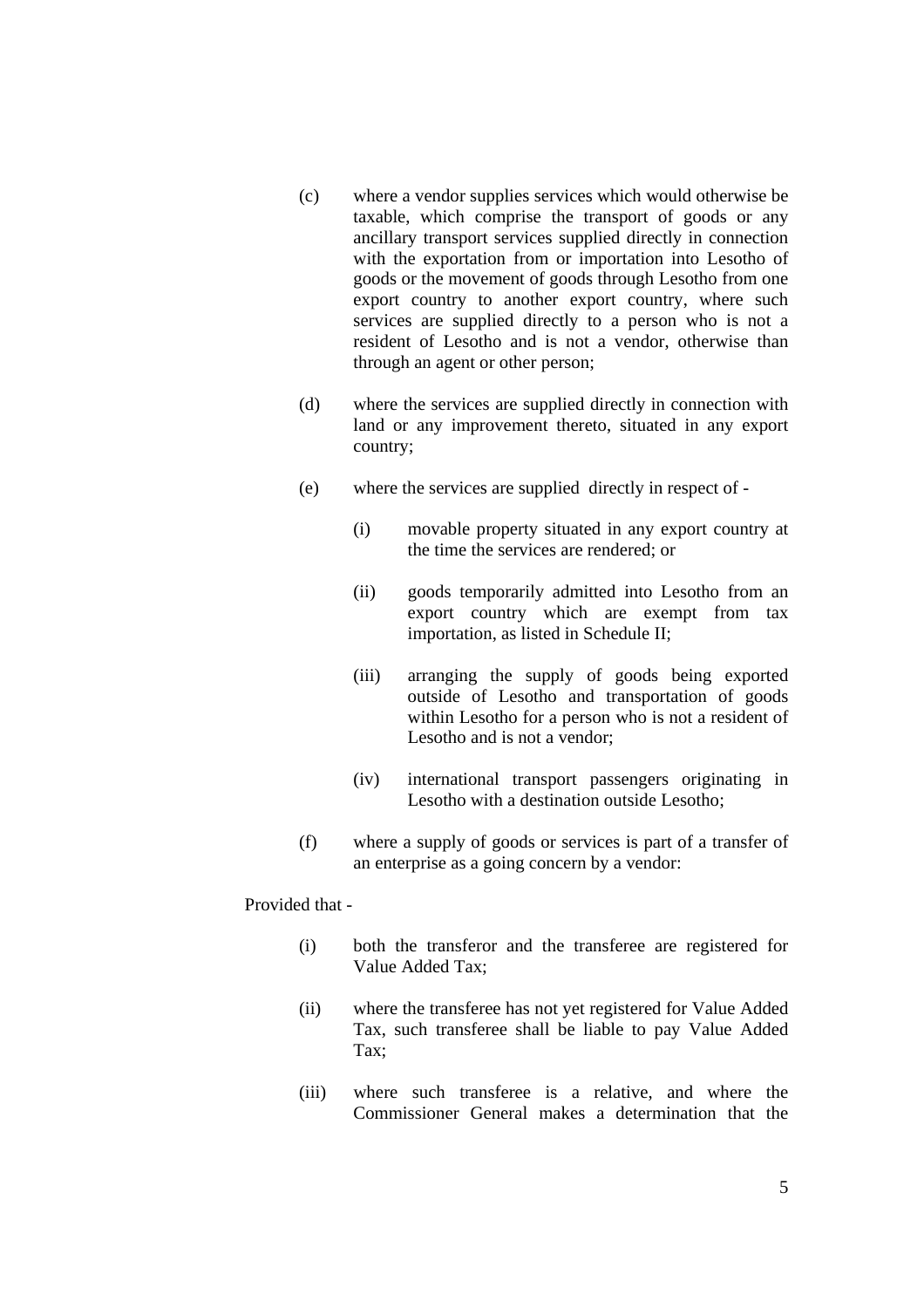(c) where a vendor supplies services which would otherwise be taxable, which comprise the transport of goods or any ancillary transport services supplied directly in connection with the exportation from or importation into Lesotho of goods or the movement of goods through Lesotho from one export country to another export country, where such services are supplied directly to a person who is not a resident of Lesotho and is not a vendor, otherwise than through an agent or other person;

(d) where the services are supplied directly in connection with land or any improvement thereto, situated in any export country;

(e) where the services are supplied directly in respect of -

  (i) movable property situated in any export country at the time the services are rendered; or

  (ii) goods temporarily admitted into Lesotho from an export country which are exempt from tax importation, as listed in Schedule II;

  (iii) arranging the supply of goods being exported outside of Lesotho and transportation of goods within Lesotho for a person who is not a resident of Lesotho and is not a vendor;

  (iv) international transport passengers originating in Lesotho with a destination outside Lesotho;

(f) where a supply of goods or services is part of a transfer of an enterprise as a going concern by a vendor:

Provided that -

(i) both the transferor and the transferee are registered for Value Added Tax;

(ii) where the transferee has not yet registered for Value Added Tax, such transferee shall be liable to pay Value Added Tax;

(iii) where such transferee is a relative, and where the Commissioner General makes a determination that the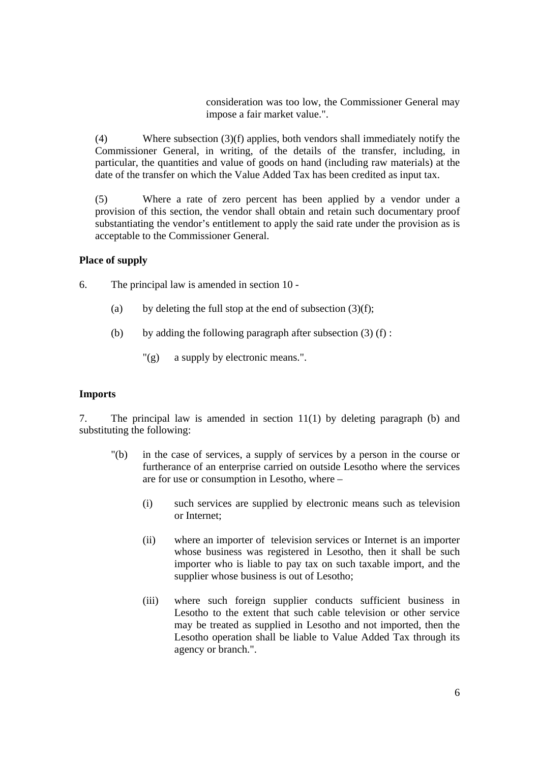consideration was too low, the Commissioner General may impose a fair market value.".

(4) Where subsection (3)(f) applies, both vendors shall immediately notify the Commissioner General, in writing, of the details of the transfer, including, in particular, the quantities and value of goods on hand (including raw materials) at the date of the transfer on which the Value Added Tax has been credited as input tax.

(5) Where a rate of zero percent has been applied by a vendor under a provision of this section, the vendor shall obtain and retain such documentary proof substantiating the vendor's entitlement to apply the said rate under the provision as is acceptable to the Commissioner General.

**Place of supply**

6. The principal law is amended in section 10 -

   (a) by deleting the full stop at the end of subsection (3)(f);

   (b) by adding the following paragraph after subsection (3) (f) :

      "(g) a supply by electronic means.".

**Imports**

7. The principal law is amended in section 11(1) by deleting paragraph (b) and substituting the following:

   "(b) in the case of services, a supply of services by a person in the course or furtherance of an enterprise carried on outside Lesotho where the services are for use or consumption in Lesotho, where –

      (i) such services are supplied by electronic means such as television or Internet;

      (ii) where an importer of television services or Internet is an importer whose business was registered in Lesotho, then it shall be such importer who is liable to pay tax on such taxable import, and the supplier whose business is out of Lesotho;

      (iii) where such foreign supplier conducts sufficient business in Lesotho to the extent that such cable television or other service may be treated as supplied in Lesotho and not imported, then the Lesotho operation shall be liable to Value Added Tax through its agency or branch.".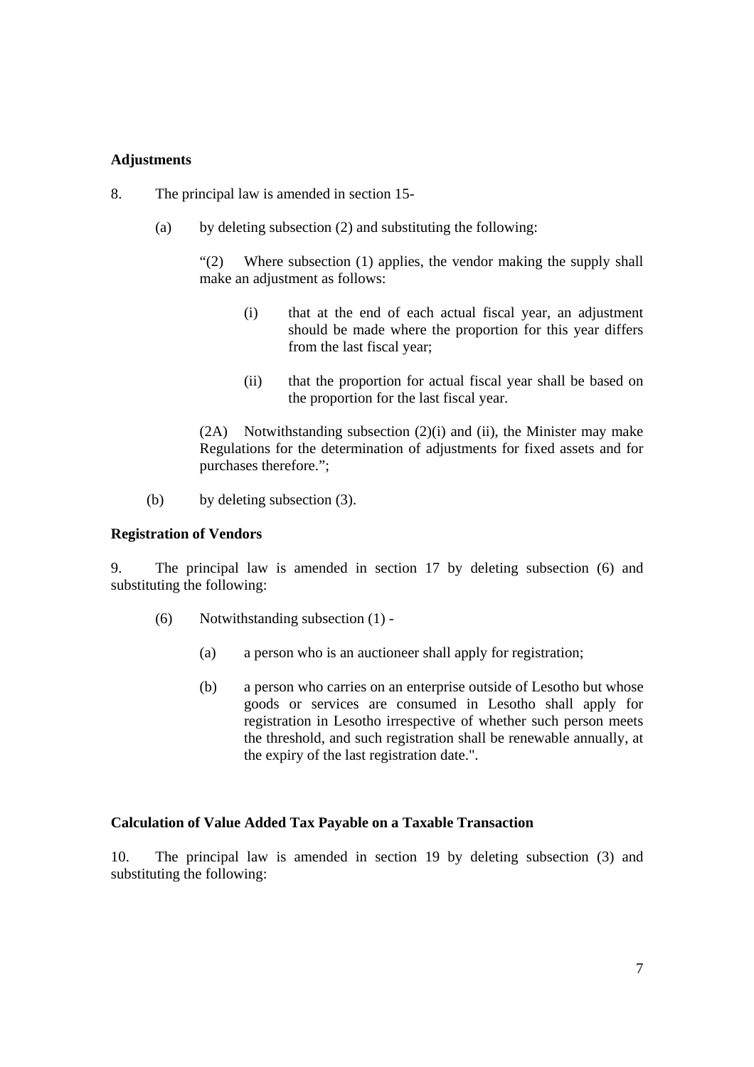**Adjustments**

8. The principal law is amended in section 15-

(a) by deleting subsection (2) and substituting the following:

"(2) Where subsection (1) applies, the vendor making the supply shall make an adjustment as follows:

(i) that at the end of each actual fiscal year, an adjustment should be made where the proportion for this year differs from the last fiscal year;

(ii) that the proportion for actual fiscal year shall be based on the proportion for the last fiscal year.

(2A) Notwithstanding subsection (2)(i) and (ii), the Minister may make Regulations for the determination of adjustments for fixed assets and for purchases therefore.";

(b) by deleting subsection (3).

**Registration of Vendors**

9. The principal law is amended in section 17 by deleting subsection (6) and substituting the following:

(6) Notwithstanding subsection (1) -

(a) a person who is an auctioneer shall apply for registration;

(b) a person who carries on an enterprise outside of Lesotho but whose goods or services are consumed in Lesotho shall apply for registration in Lesotho irrespective of whether such person meets the threshold, and such registration shall be renewable annually, at the expiry of the last registration date.".

**Calculation of Value Added Tax Payable on a Taxable Transaction**

10. The principal law is amended in section 19 by deleting subsection (3) and substituting the following: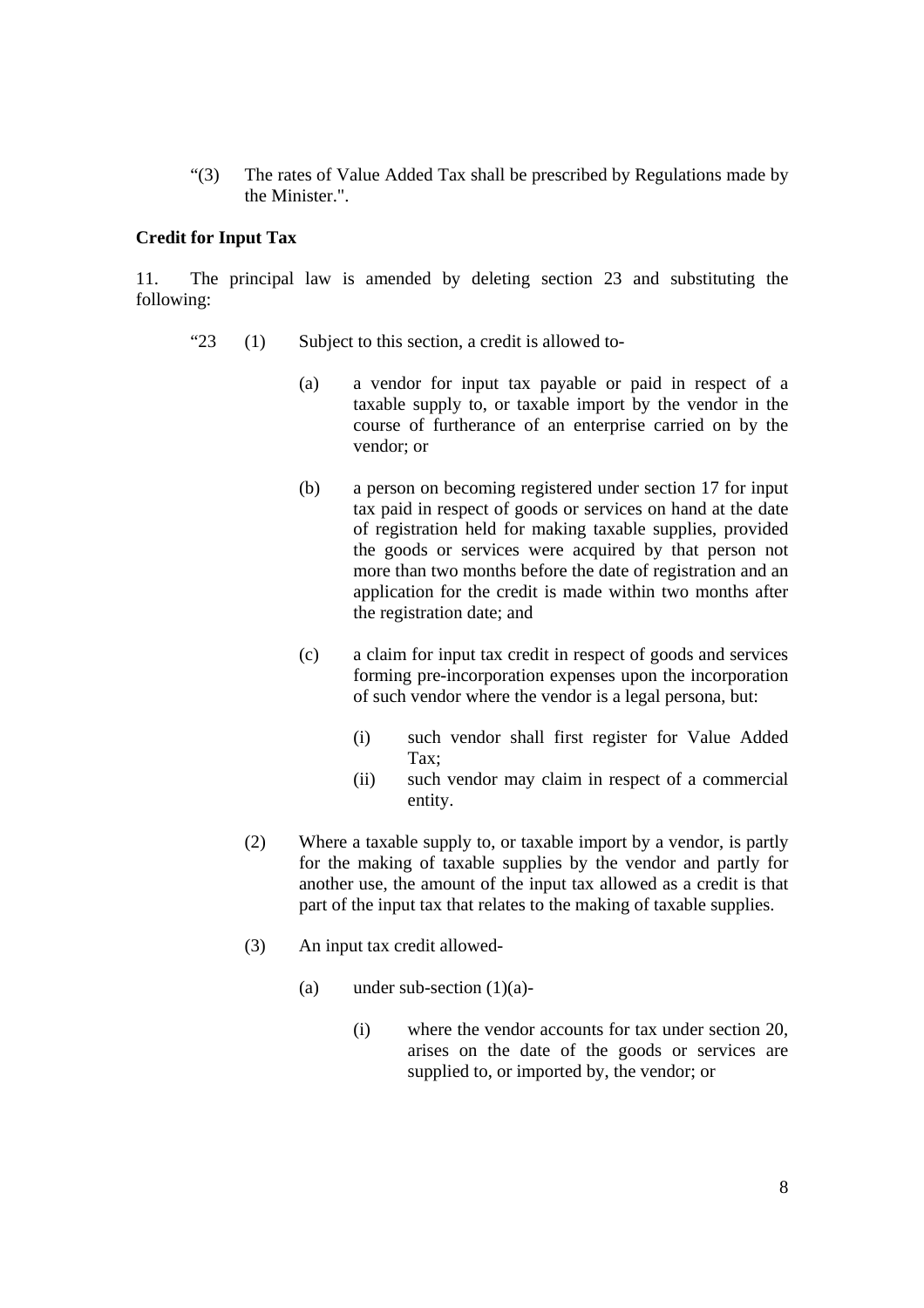"(3) The rates of Value Added Tax shall be prescribed by Regulations made by the Minister.".

**Credit for Input Tax**

11. The principal law is amended by deleting section 23 and substituting the following:

"23 (1) Subject to this section, a credit is allowed to-

(a) a vendor for input tax payable or paid in respect of a taxable supply to, or taxable import by the vendor in the course of furtherance of an enterprise carried on by the vendor; or

(b) a person on becoming registered under section 17 for input tax paid in respect of goods or services on hand at the date of registration held for making taxable supplies, provided the goods or services were acquired by that person not more than two months before the date of registration and an application for the credit is made within two months after the registration date; and

(c) a claim for input tax credit in respect of goods and services forming pre-incorporation expenses upon the incorporation of such vendor where the vendor is a legal persona, but:

(i) such vendor shall first register for Value Added Tax;

(ii) such vendor may claim in respect of a commercial entity.

(2) Where a taxable supply to, or taxable import by a vendor, is partly for the making of taxable supplies by the vendor and partly for another use, the amount of the input tax allowed as a credit is that part of the input tax that relates to the making of taxable supplies.

(3) An input tax credit allowed-

(a) under sub-section (1)(a)-

(i) where the vendor accounts for tax under section 20, arises on the date of the goods or services are supplied to, or imported by, the vendor; or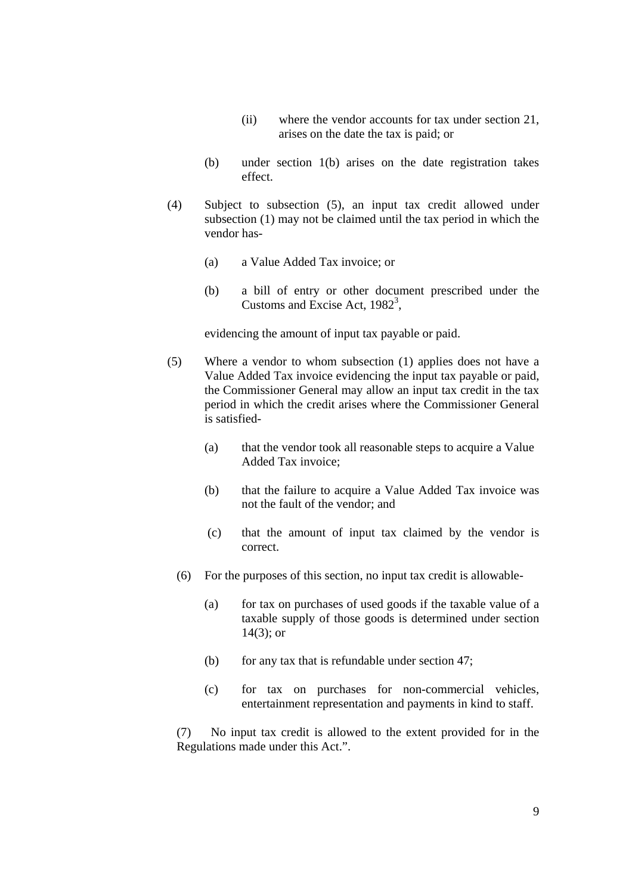(ii) where the vendor accounts for tax under section 21, arises on the date the tax is paid; or

(b) under section 1(b) arises on the date registration takes effect.

(4) Subject to subsection (5), an input tax credit allowed under subsection (1) may not be claimed until the tax period in which the vendor has-

(a) a Value Added Tax invoice; or

(b) a bill of entry or other document prescribed under the Customs and Excise Act, 1982[3],

evidencing the amount of input tax payable or paid.

(5) Where a vendor to whom subsection (1) applies does not have a Value Added Tax invoice evidencing the input tax payable or paid, the Commissioner General may allow an input tax credit in the tax period in which the credit arises where the Commissioner General is satisfied-

(a) that the vendor took all reasonable steps to acquire a Value Added Tax invoice;

(b) that the failure to acquire a Value Added Tax invoice was not the fault of the vendor; and

(c) that the amount of input tax claimed by the vendor is correct.

(6) For the purposes of this section, no input tax credit is allowable-

(a) for tax on purchases of used goods if the taxable value of a taxable supply of those goods is determined under section 14(3); or

(b) for any tax that is refundable under section 47;

(c) for tax on purchases for non-commercial vehicles, entertainment representation and payments in kind to staff.

(7) No input tax credit is allowed to the extent provided for in the Regulations made under this Act.".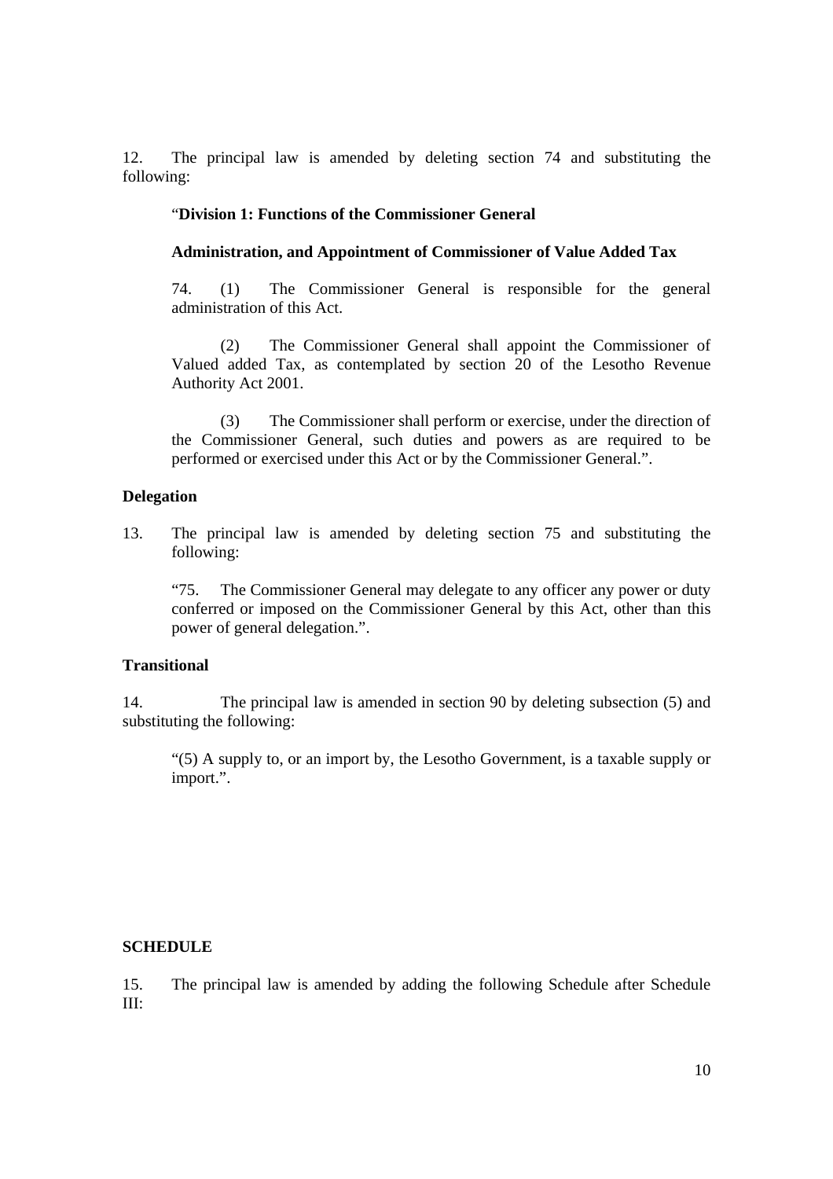12. The principal law is amended by deleting section 74 and substituting the following:

"**Division 1: Functions of the Commissioner General**

**Administration, and Appointment of Commissioner of Value Added Tax**

74. (1) The Commissioner General is responsible for the general administration of this Act.

(2) The Commissioner General shall appoint the Commissioner of Valued added Tax, as contemplated by section 20 of the Lesotho Revenue Authority Act 2001.

(3) The Commissioner shall perform or exercise, under the direction of the Commissioner General, such duties and powers as are required to be performed or exercised under this Act or by the Commissioner General.".

**Delegation**

13. The principal law is amended by deleting section 75 and substituting the following:

"75. The Commissioner General may delegate to any officer any power or duty conferred or imposed on the Commissioner General by this Act, other than this power of general delegation.".

**Transitional**

14. The principal law is amended in section 90 by deleting subsection (5) and substituting the following:

"(5) A supply to, or an import by, the Lesotho Government, is a taxable supply or import.".

**SCHEDULE**

15. The principal law is amended by adding the following Schedule after Schedule III: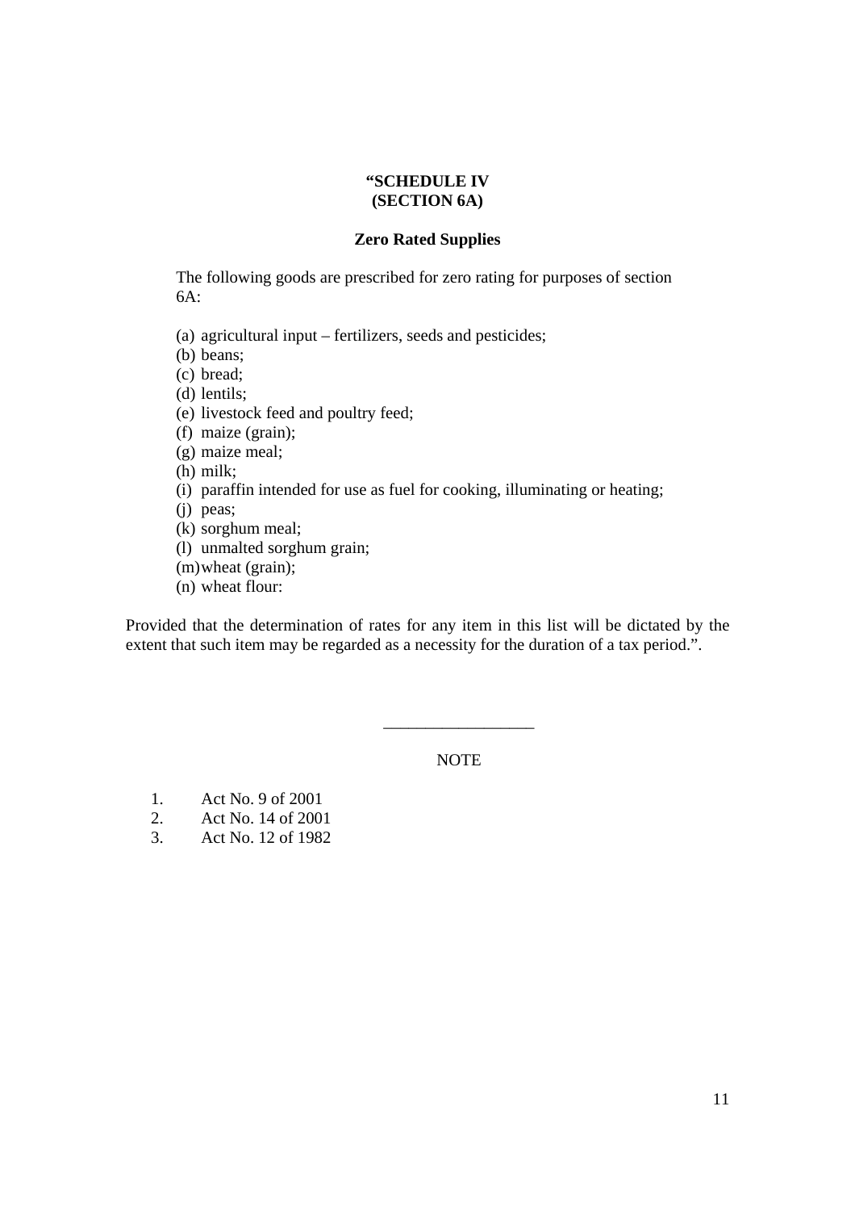**“SCHEDULE IV**
**(SECTION 6A)**

**Zero Rated Supplies**

The following goods are prescribed for zero rating for purposes of section 6A:

(a) agricultural input – fertilizers, seeds and pesticides;
(b) beans;
(c) bread;
(d) lentils;
(e) livestock feed and poultry feed;
(f) maize (grain);
(g) maize meal;
(h) milk;
(i) paraffin intended for use as fuel for cooking, illuminating or heating;
(j) peas;
(k) sorghum meal;
(l) unmalted sorghum grain;
(m) wheat (grain);
(n) wheat flour:

Provided that the determination of rates for any item in this list will be dictated by the extent that such item may be regarded as a necessity for the duration of a tax period.”.

---

NOTE

1. Act No. 9 of 2001
2. Act No. 14 of 2001
3. Act No. 12 of 1982